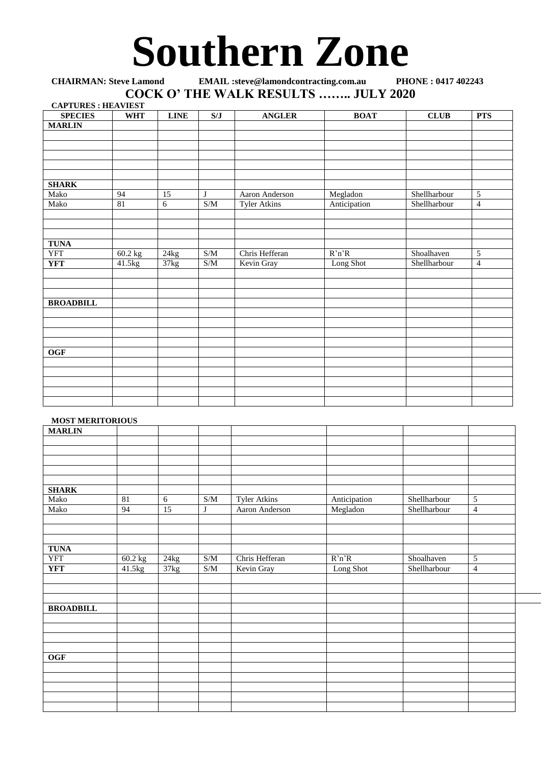# Southern Zone

**CHAIRMAN: Steve Lamond EMAIL :steve@lamondcontracting.com.au PHONE : 0417 402243**

## COCK O' THE WALK RESULTS …….. JULY 2020

**CAPTURES : HEAVIEST**

| SPECIES | WHT | LINE | S/J | ANGLER | BOAT | CLUB | PTS |
|---|---|---|---|---|---|---|---|
| **MARLIN** | | | | | | | |
| | | | | | | | |
| | | | | | | | |
| | | | | | | | |
| | | | | | | | |
| | | | | | | | |
| **SHARK** | | | | | | | |
| Mako | 94 | 15 | J | Aaron Anderson | Megladon | Shellharbour | 5 |
| Mako | 81 | 6 | S/M | Tyler Atkins | Anticipation | Shellharbour | 4 |
| | | | | | | | |
| | | | | | | | |
| | | | | | | | |
| **TUNA** | | | | | | | |
| YFT | 60.2 kg | 24kg | S/M | Chris Hefferan | R'n'R | Shoalhaven | 5 |
| **YFT** | 41.5kg | 37kg | S/M | Kevin Gray | Long Shot | Shellharbour | 4 |
| | | | | | | | |
| | | | | | | | |
| | | | | | | | |
| **BROADBILL** | | | | | | | |
| | | | | | | | |
| | | | | | | | |
| | | | | | | | |
| | | | | | | | |
| **OGF** | | | | | | | |
| | | | | | | | |
| | | | | | | | |
| | | | | | | | |
| | | | | | | | |
| | | | | | | | |

**MOST MERITORIOUS**

| | | | | | | | |
|---|---|---|---|---|---|---|---|
| **MARLIN** | | | | | | | |
| | | | | | | | |
| | | | | | | | |
| | | | | | | | |
| | | | | | | | |
| | | | | | | | |
| **SHARK** | | | | | | | |
| Mako | 81 | 6 | S/M | Tyler Atkins | Anticipation | Shellharbour | 5 |
| Mako | 94 | 15 | J | Aaron Anderson | Megladon | Shellharbour | 4 |
| | | | | | | | |
| | | | | | | | |
| | | | | | | | |
| **TUNA** | | | | | | | |
| YFT | 60.2 kg | 24kg | S/M | Chris Hefferan | R'n'R | Shoalhaven | 5 |
| **YFT** | 41.5kg | 37kg | S/M | Kevin Gray | Long Shot | Shellharbour | 4 |
| | | | | | | | |
| | | | | | | | |
| | | | | | | | |
| **BROADBILL** | | | | | | | |
| | | | | | | | |
| | | | | | | | |
| | | | | | | | |
| | | | | | | | |
| **OGF** | | | | | | | |
| | | | | | | | |
| | | | | | | | |
| | | | | | | | |
| | | | | | | | |
| | | | | | | | |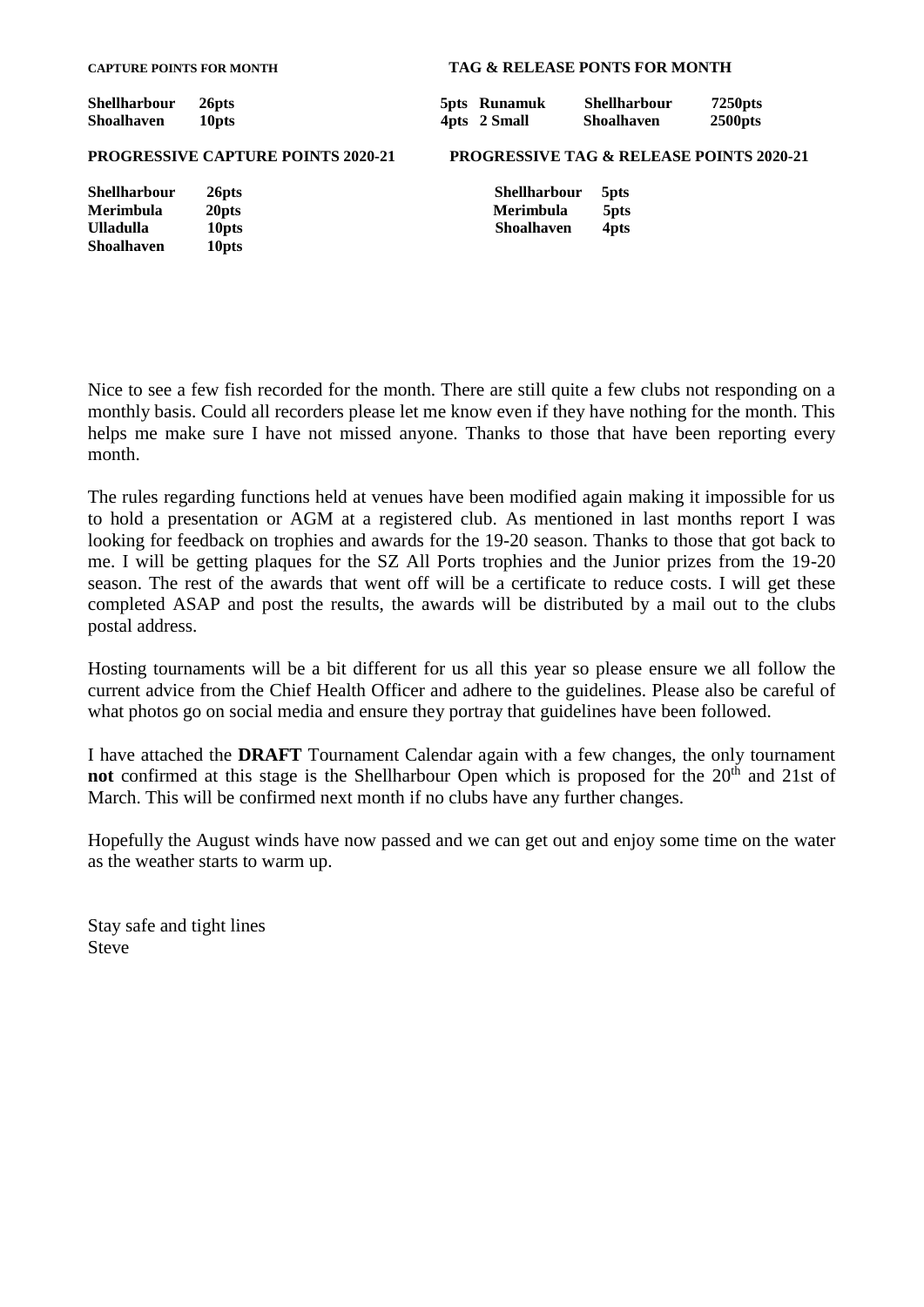**CAPTURE POINTS FOR MONTH**

| | |
|---|---|
| **Shellharbour** | **26pts** |
| **Shoalhaven** | **10pts** |

**TAG & RELEASE PONTS FOR MONTH**

| | | | |
|---|---|---|---|
| **5pts** | **Runamuk** | **Shellharbour** | **7250pts** |
| **4pts** | **2 Small** | **Shoalhaven** | **2500pts** |

**PROGRESSIVE CAPTURE POINTS 2020-21**

| | |
|---|---|
| **Shellharbour** | **26pts** |
| **Merimbula** | **20pts** |
| **Ulladulla** | **10pts** |
| **Shoalhaven** | **10pts** |

**PROGRESSIVE TAG & RELEASE POINTS 2020-21**

| | |
|---|---|
| **Shellharbour** | **5pts** |
| **Merimbula** | **5pts** |
| **Shoalhaven** | **4pts** |

Nice to see a few fish recorded for the month. There are still quite a few clubs not responding on a monthly basis. Could all recorders please let me know even if they have nothing for the month. This helps me make sure I have not missed anyone. Thanks to those that have been reporting every month.

The rules regarding functions held at venues have been modified again making it impossible for us to hold a presentation or AGM at a registered club. As mentioned in last months report I was looking for feedback on trophies and awards for the 19-20 season. Thanks to those that got back to me. I will be getting plaques for the SZ All Ports trophies and the Junior prizes from the 19-20 season. The rest of the awards that went off will be a certificate to reduce costs. I will get these completed ASAP and post the results, the awards will be distributed by a mail out to the clubs postal address.

Hosting tournaments will be a bit different for us all this year so please ensure we all follow the current advice from the Chief Health Officer and adhere to the guidelines. Please also be careful of what photos go on social media and ensure they portray that guidelines have been followed.

I have attached the **DRAFT** Tournament Calendar again with a few changes, the only tournament **not** confirmed at this stage is the Shellharbour Open which is proposed for the 20th and 21st of March. This will be confirmed next month if no clubs have any further changes.

Hopefully the August winds have now passed and we can get out and enjoy some time on the water as the weather starts to warm up.

Stay safe and tight lines
Steve